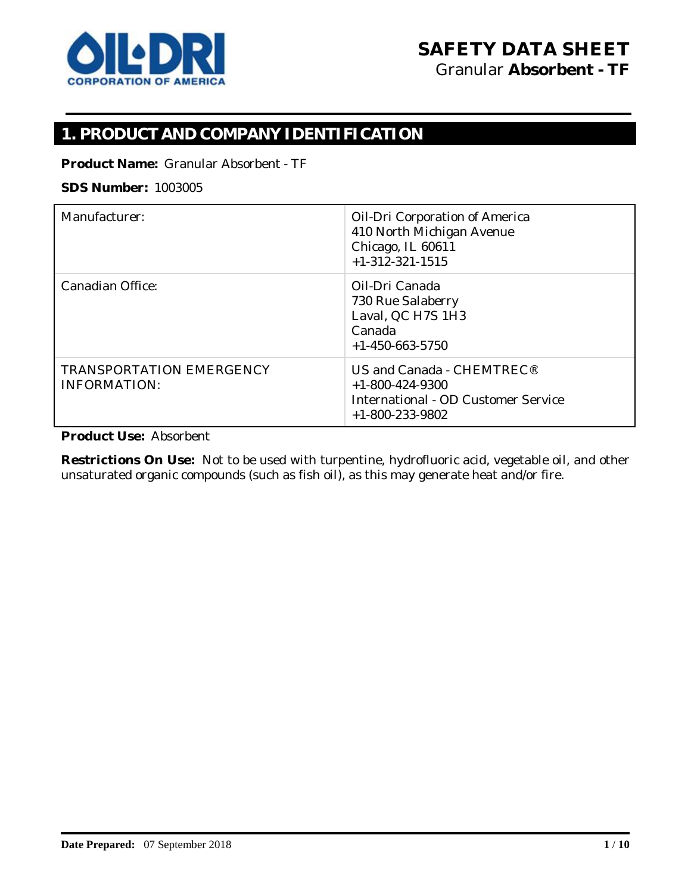# SAFETY DATA SHEET

Granular **Absorbent - TF**

## 1. PRODUCT AND COMPANY IDENTIFICATION

**Product Name:** Granular Absorbent - TF

**SDS Number:** 1003005

| | |
|---|---|
| Manufacturer: | Oil-Dri Corporation of America<br>410 North Michigan Avenue<br>Chicago, IL 60611<br>+1-312-321-1515 |
| Canadian Office: | Oil-Dri Canada<br>730 Rue Salaberry<br>Laval, QC H7S 1H3<br>Canada<br>+1-450-663-5750 |
| TRANSPORTATION EMERGENCY INFORMATION: | US and Canada - CHEMTREC®<br>+1-800-424-9300<br>International - OD Customer Service<br>+1-800-233-9802 |

**Product Use:** Absorbent

**Restrictions On Use:** Not to be used with turpentine, hydrofluoric acid, vegetable oil, and other unsaturated organic compounds (such as fish oil), as this may generate heat and/or fire.

**Date Prepared:** 07 September 2018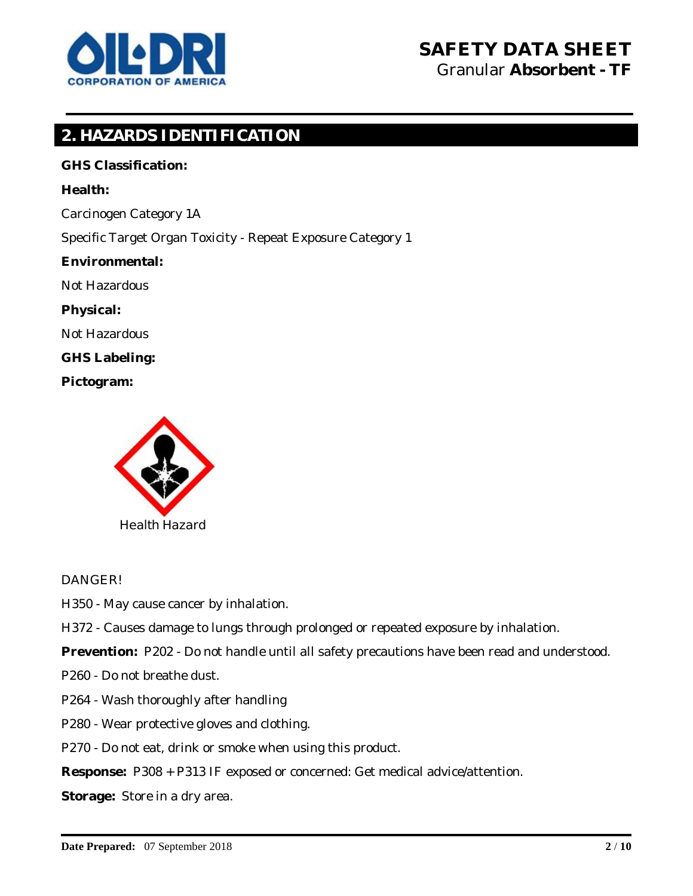## 2. HAZARDS IDENTIFICATION

**GHS Classification:**

**Health:**

Carcinogen Category 1A

Specific Target Organ Toxicity - Repeat Exposure Category 1

**Environmental:**

Not Hazardous

**Physical:**

Not Hazardous

**GHS Labeling:**

**Pictogram:**

Health Hazard

DANGER!

H350 - May cause cancer by inhalation.

H372 - Causes damage to lungs through prolonged or repeated exposure by inhalation.

**Prevention:** P202 - Do not handle until all safety precautions have been read and understood.

P260 - Do not breathe dust.

P264 - Wash thoroughly after handling

P280 - Wear protective gloves and clothing.

P270 - Do not eat, drink or smoke when using this product.

**Response:** P308 + P313 IF exposed or concerned: Get medical advice/attention.

**Storage:** Store in a dry area.

**Date Prepared:** 07 September 2018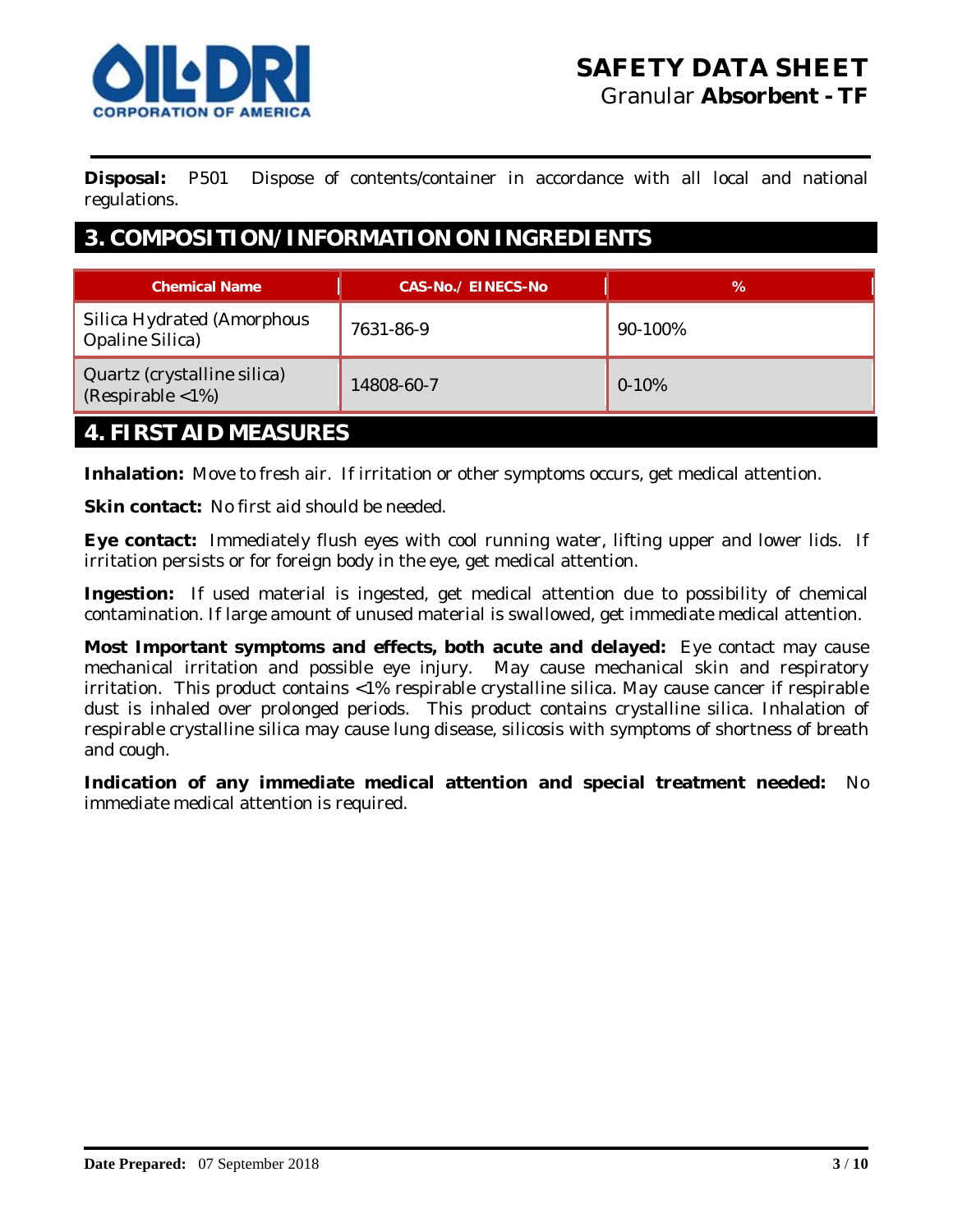**Disposal:** P501 Dispose of contents/container in accordance with all local and national regulations.

## 3. COMPOSITION/INFORMATION ON INGREDIENTS

| Chemical Name | CAS-No./ EINECS-No | % |
|---|---|---|
| Silica Hydrated (Amorphous Opaline Silica) | 7631-86-9 | 90-100% |
| Quartz (crystalline silica) (Respirable <1%) | 14808-60-7 | 0-10% |

## 4. FIRST AID MEASURES

**Inhalation:** Move to fresh air. If irritation or other symptoms occurs, get medical attention.

**Skin contact:** No first aid should be needed.

**Eye contact:** Immediately flush eyes with cool running water, lifting upper and lower lids. If irritation persists or for foreign body in the eye, get medical attention.

**Ingestion:** If used material is ingested, get medical attention due to possibility of chemical contamination. If large amount of unused material is swallowed, get immediate medical attention.

**Most Important symptoms and effects, both acute and delayed:** Eye contact may cause mechanical irritation and possible eye injury. May cause mechanical skin and respiratory irritation. This product contains <1% respirable crystalline silica. May cause cancer if respirable dust is inhaled over prolonged periods. This product contains crystalline silica. Inhalation of respirable crystalline silica may cause lung disease, silicosis with symptoms of shortness of breath and cough.

**Indication of any immediate medical attention and special treatment needed:** No immediate medical attention is required.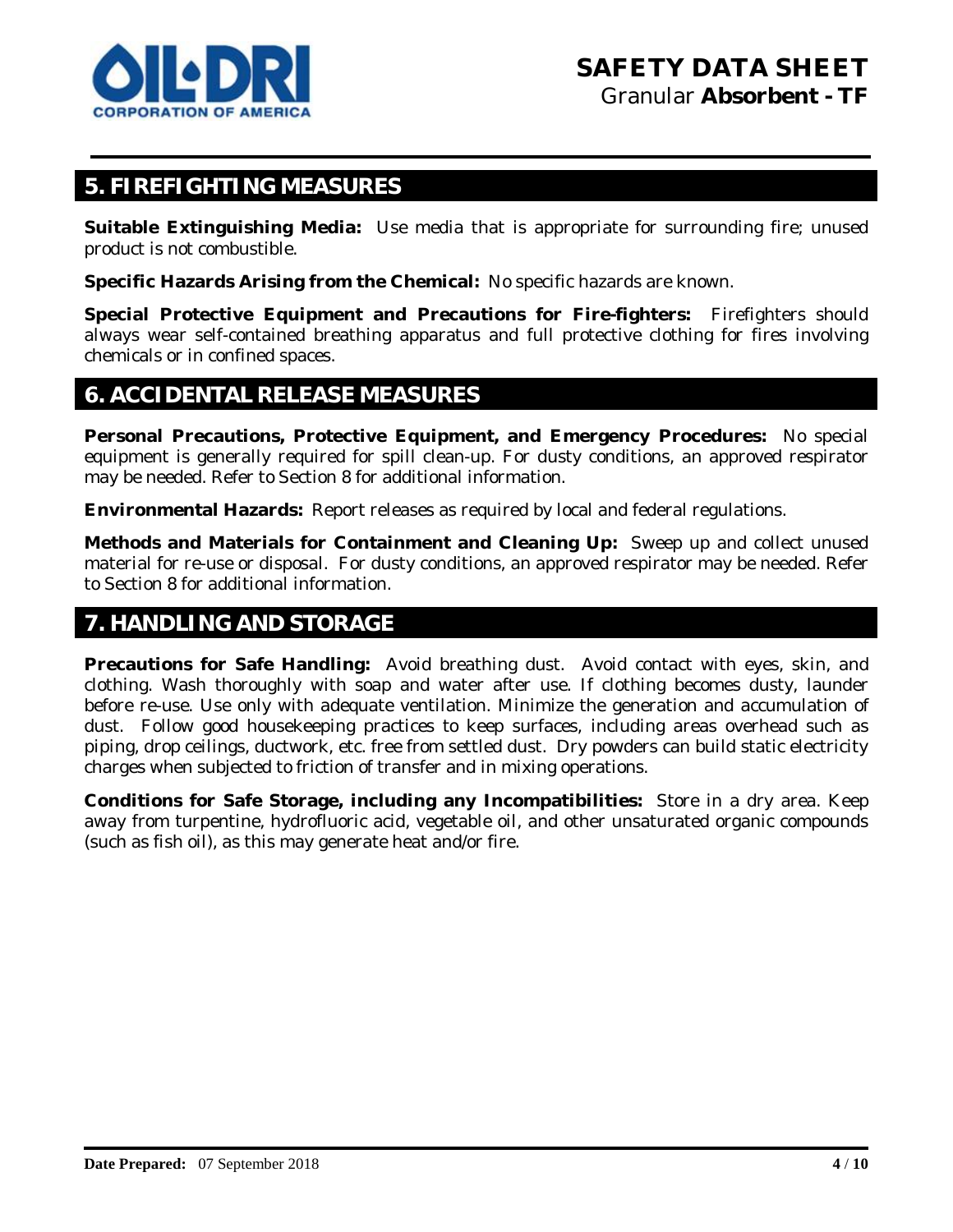## 5. FIREFIGHTING MEASURES

**Suitable Extinguishing Media:** Use media that is appropriate for surrounding fire; unused product is not combustible.

**Specific Hazards Arising from the Chemical:** No specific hazards are known.

**Special Protective Equipment and Precautions for Fire-fighters:** Firefighters should always wear self-contained breathing apparatus and full protective clothing for fires involving chemicals or in confined spaces.

## 6. ACCIDENTAL RELEASE MEASURES

**Personal Precautions, Protective Equipment, and Emergency Procedures:** No special equipment is generally required for spill clean-up. For dusty conditions, an approved respirator may be needed. Refer to Section 8 for additional information.

**Environmental Hazards:** Report releases as required by local and federal regulations.

**Methods and Materials for Containment and Cleaning Up:** Sweep up and collect unused material for re-use or disposal. For dusty conditions, an approved respirator may be needed. Refer to Section 8 for additional information.

## 7. HANDLING AND STORAGE

**Precautions for Safe Handling:** Avoid breathing dust. Avoid contact with eyes, skin, and clothing. Wash thoroughly with soap and water after use. If clothing becomes dusty, launder before re-use. Use only with adequate ventilation. Minimize the generation and accumulation of dust. Follow good housekeeping practices to keep surfaces, including areas overhead such as piping, drop ceilings, ductwork, etc. free from settled dust. Dry powders can build static electricity charges when subjected to friction of transfer and in mixing operations.

**Conditions for Safe Storage, including any Incompatibilities:** Store in a dry area. Keep away from turpentine, hydrofluoric acid, vegetable oil, and other unsaturated organic compounds (such as fish oil), as this may generate heat and/or fire.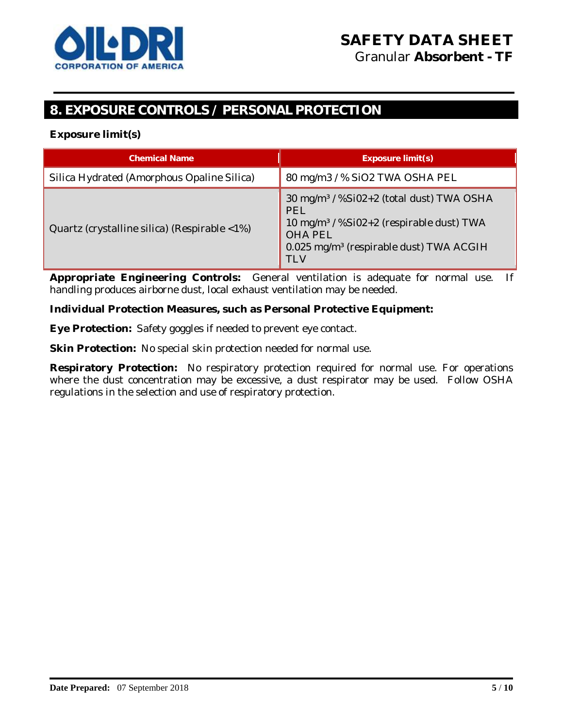## 8. EXPOSURE CONTROLS / PERSONAL PROTECTION

**Exposure limit(s)**

| Chemical Name | Exposure limit(s) |
|---|---|
| Silica Hydrated (Amorphous Opaline Silica) | 80 mg/m3 / % $SiO_2$ TWA OSHA PEL |
| Quartz (crystalline silica) (Respirable <1%) | 30 mg/m³ / %Si02+2 (total dust) TWA OSHA PEL<br>10 mg/m³ / %Si02+2 (respirable dust) TWA OHA PEL<br>0.025 mg/m³ (respirable dust) TWA ACGIH TLV |

**Appropriate Engineering Controls:** General ventilation is adequate for normal use. If handling produces airborne dust, local exhaust ventilation may be needed.

**Individual Protection Measures, such as Personal Protective Equipment:**

**Eye Protection:** Safety goggles if needed to prevent eye contact.

**Skin Protection:** No special skin protection needed for normal use.

**Respiratory Protection:** No respiratory protection required for normal use. For operations where the dust concentration may be excessive, a dust respirator may be used. Follow OSHA regulations in the selection and use of respiratory protection.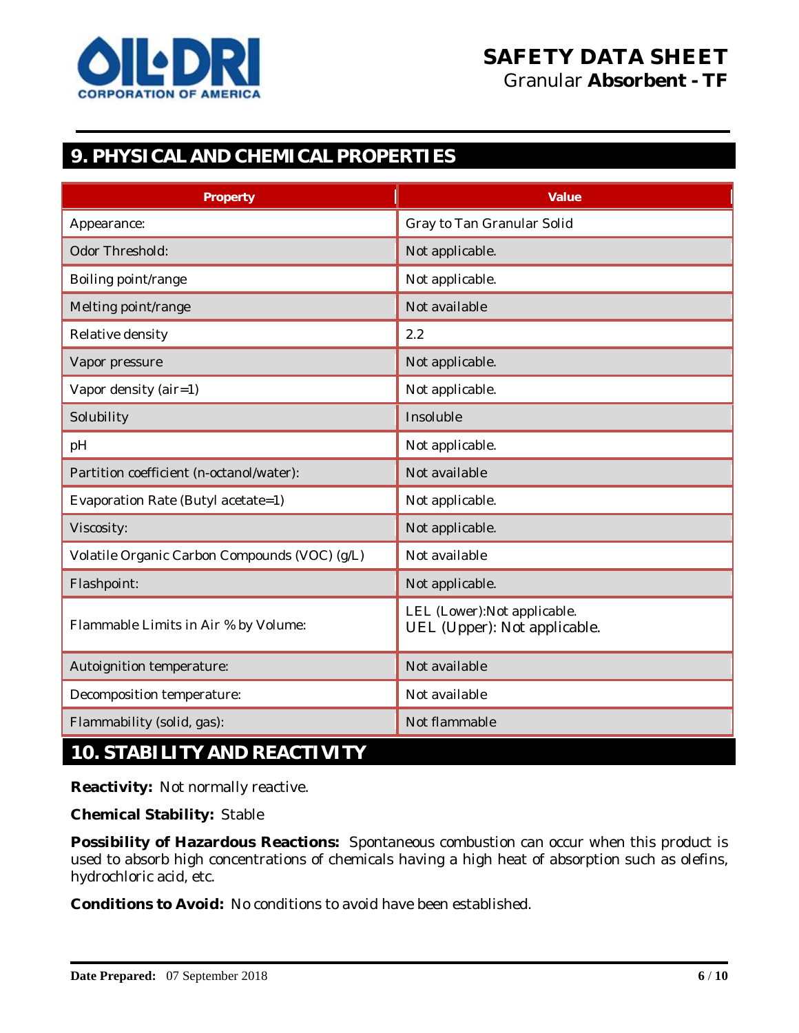## 9. PHYSICAL AND CHEMICAL PROPERTIES

| Property | Value |
| --- | --- |
| Appearance: | Gray to Tan Granular Solid |
| Odor Threshold: | Not applicable. |
| Boiling point/range | Not applicable. |
| Melting point/range | Not available |
| Relative density | 2.2 |
| Vapor pressure | Not applicable. |
| Vapor density (air=1) | Not applicable. |
| Solubility | Insoluble |
| pH | Not applicable. |
| Partition coefficient (n-octanol/water): | Not available |
| Evaporation Rate (Butyl acetate=1) | Not applicable. |
| Viscosity: | Not applicable. |
| Volatile Organic Carbon Compounds (VOC) (g/L) | Not available |
| Flashpoint: | Not applicable. |
| Flammable Limits in Air % by Volume: | LEL (Lower):Not applicable.<br>UEL (Upper): Not applicable. |
| Autoignition temperature: | Not available |
| Decomposition temperature: | Not available |
| Flammability (solid, gas): | Not flammable |

## 10. STABILITY AND REACTIVITY

**Reactivity:** Not normally reactive.

**Chemical Stability:** Stable

**Possibility of Hazardous Reactions:** Spontaneous combustion can occur when this product is used to absorb high concentrations of chemicals having a high heat of absorption such as olefins, hydrochloric acid, etc.

**Conditions to Avoid:** No conditions to avoid have been established.

**Date Prepared:** 07 September 2018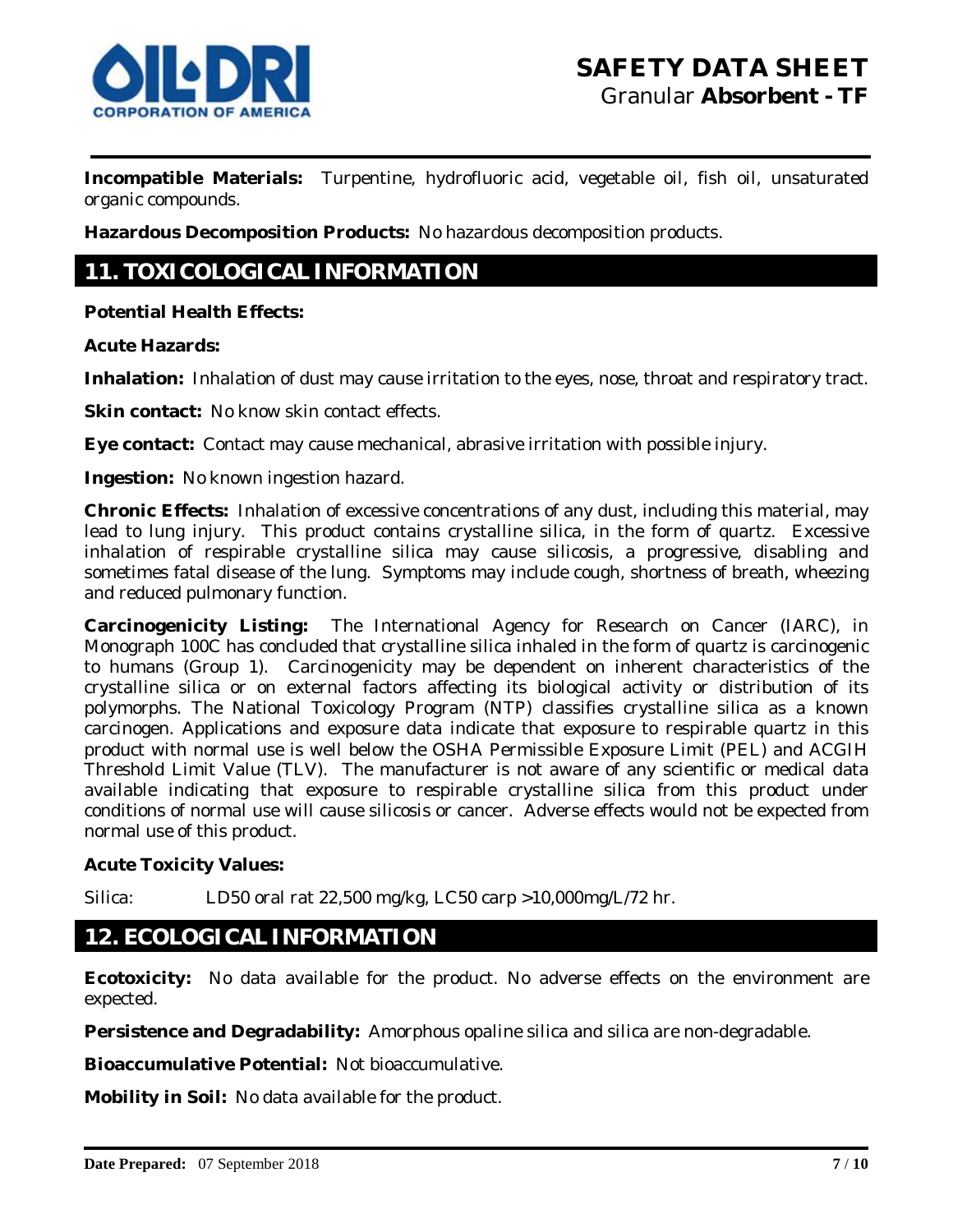**Incompatible Materials:** Turpentine, hydrofluoric acid, vegetable oil, fish oil, unsaturated organic compounds.

**Hazardous Decomposition Products:** No hazardous decomposition products.

## 11. TOXICOLOGICAL INFORMATION

**Potential Health Effects:**

**Acute Hazards:**

**Inhalation:** Inhalation of dust may cause irritation to the eyes, nose, throat and respiratory tract.

**Skin contact:** No know skin contact effects.

**Eye contact:** Contact may cause mechanical, abrasive irritation with possible injury.

**Ingestion:** No known ingestion hazard.

**Chronic Effects:** Inhalation of excessive concentrations of any dust, including this material, may lead to lung injury. This product contains crystalline silica, in the form of quartz. Excessive inhalation of respirable crystalline silica may cause silicosis, a progressive, disabling and sometimes fatal disease of the lung. Symptoms may include cough, shortness of breath, wheezing and reduced pulmonary function.

**Carcinogenicity Listing:** The International Agency for Research on Cancer (IARC), in Monograph 100C has concluded that crystalline silica inhaled in the form of quartz is carcinogenic to humans (Group 1). Carcinogenicity may be dependent on inherent characteristics of the crystalline silica or on external factors affecting its biological activity or distribution of its polymorphs. The National Toxicology Program (NTP) classifies crystalline silica as a known carcinogen. Applications and exposure data indicate that exposure to respirable quartz in this product with normal use is well below the OSHA Permissible Exposure Limit (PEL) and ACGIH Threshold Limit Value (TLV). The manufacturer is not aware of any scientific or medical data available indicating that exposure to respirable crystalline silica from this product under conditions of normal use will cause silicosis or cancer. Adverse effects would not be expected from normal use of this product.

**Acute Toxicity Values:**

Silica: LD50 oral rat 22,500 mg/kg, LC50 carp >10,000mg/L/72 hr.

## 12. ECOLOGICAL INFORMATION

**Ecotoxicity:** No data available for the product. No adverse effects on the environment are expected.

**Persistence and Degradability:** Amorphous opaline silica and silica are non-degradable.

**Bioaccumulative Potential:** Not bioaccumulative.

**Mobility in Soil:** No data available for the product.

**Date Prepared:** 07 September 2018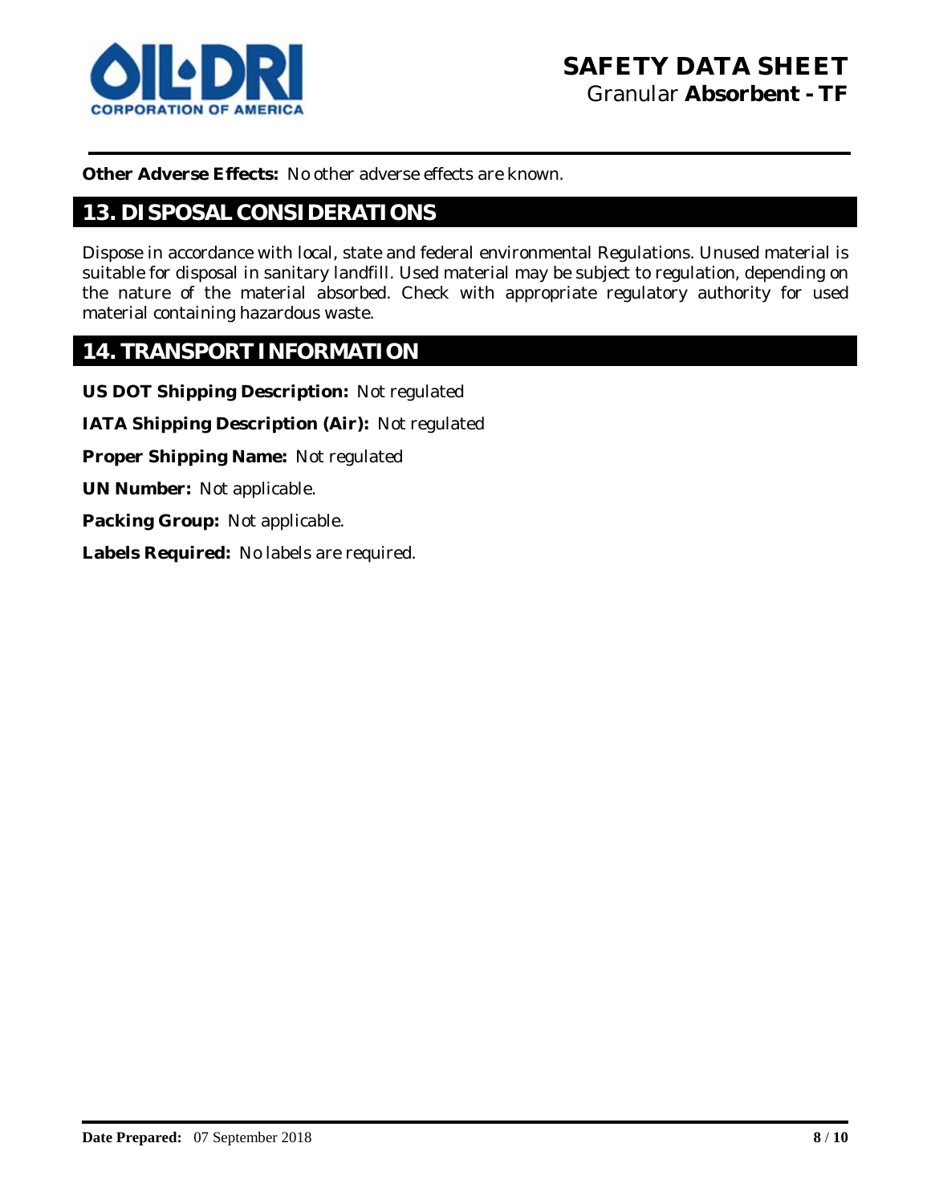**Other Adverse Effects:** No other adverse effects are known.

## 13. DISPOSAL CONSIDERATIONS

Dispose in accordance with local, state and federal environmental Regulations. Unused material is suitable for disposal in sanitary landfill. Used material may be subject to regulation, depending on the nature of the material absorbed. Check with appropriate regulatory authority for used material containing hazardous waste.

## 14. TRANSPORT INFORMATION

**US DOT Shipping Description:** Not regulated

**IATA Shipping Description (Air):** Not regulated

**Proper Shipping Name:** Not regulated

**UN Number:** Not applicable.

**Packing Group:** Not applicable.

**Labels Required:** No labels are required.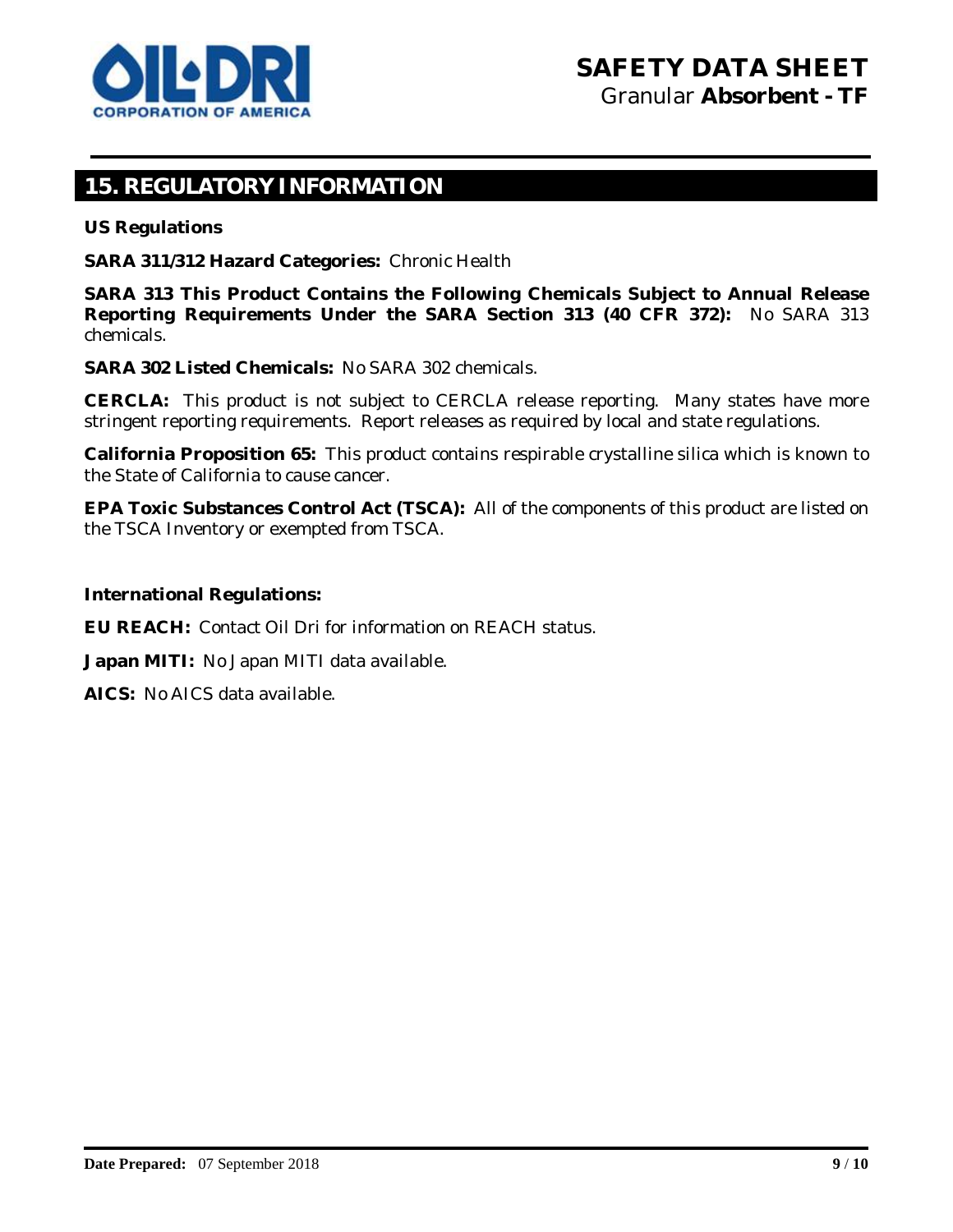## 15. REGULATORY INFORMATION

**US Regulations**

**SARA 311/312 Hazard Categories:** Chronic Health

**SARA 313 This Product Contains the Following Chemicals Subject to Annual Release Reporting Requirements Under the SARA Section 313 (40 CFR 372):** No SARA 313 chemicals.

**SARA 302 Listed Chemicals:** No SARA 302 chemicals.

**CERCLA:** This product is not subject to CERCLA release reporting. Many states have more stringent reporting requirements. Report releases as required by local and state regulations.

**California Proposition 65:** This product contains respirable crystalline silica which is known to the State of California to cause cancer.

**EPA Toxic Substances Control Act (TSCA):** All of the components of this product are listed on the TSCA Inventory or exempted from TSCA.

**International Regulations:**

**EU REACH:** Contact Oil Dri for information on REACH status.

**Japan MITI:** No Japan MITI data available.

**AICS:** No AICS data available.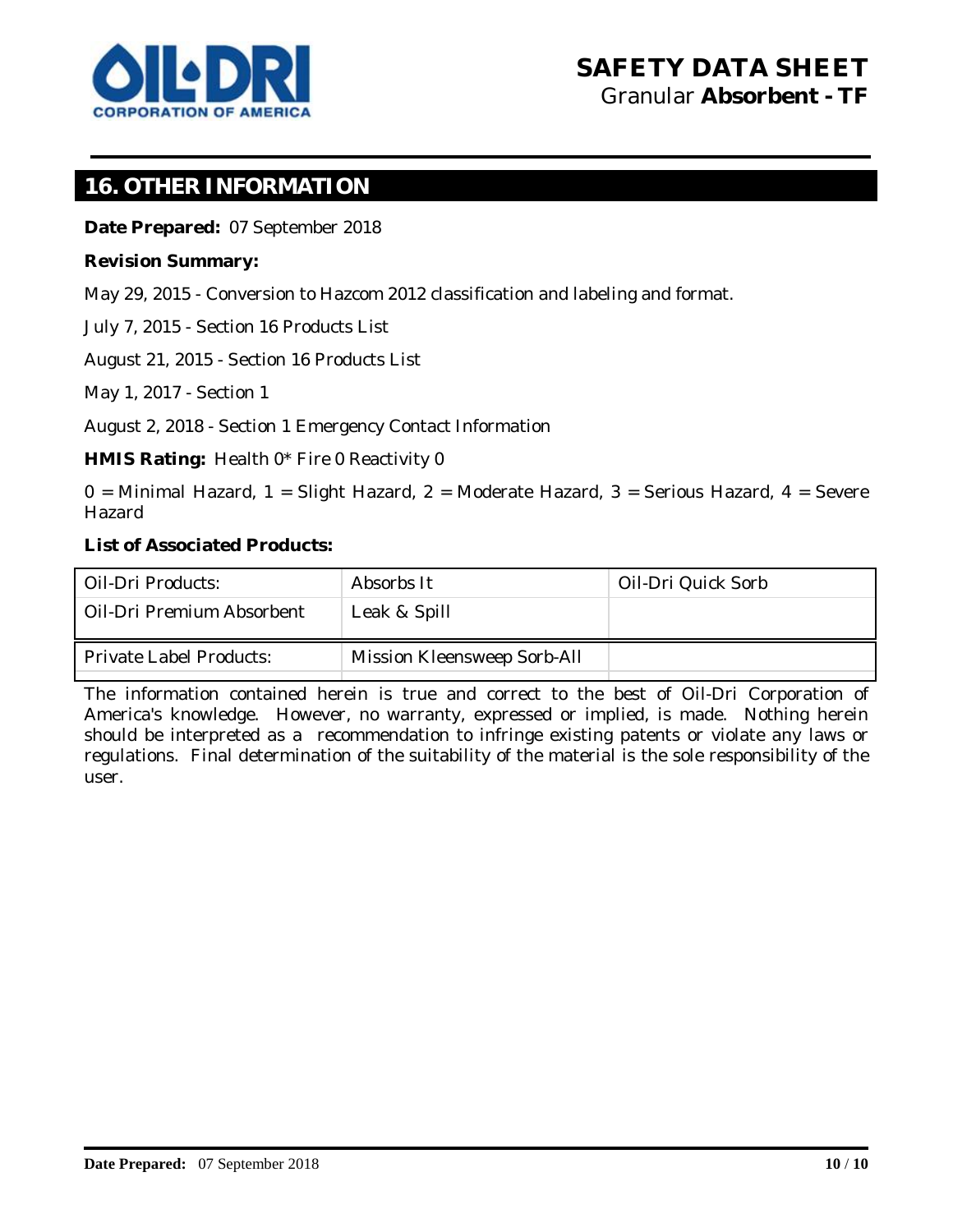## 16. OTHER INFORMATION

**Date Prepared:** 07 September 2018

**Revision Summary:**

May 29, 2015 - Conversion to Hazcom 2012 classification and labeling and format.

July 7, 2015 - Section 16 Products List

August 21, 2015 - Section 16 Products List

May 1, 2017 - Section 1

August 2, 2018 - Section 1 Emergency Contact Information

**HMIS Rating:** Health 0* Fire 0 Reactivity 0

0 = Minimal Hazard, 1 = Slight Hazard, 2 = Moderate Hazard, 3 = Serious Hazard, 4 = Severe Hazard

**List of Associated Products:**

| | | |
|---|---|---|
| Oil-Dri Products: | Absorbs It | Oil-Dri Quick Sorb |
| Oil-Dri Premium Absorbent | Leak & Spill | |
| Private Label Products: | Mission Kleensweep Sorb-All | |

The information contained herein is true and correct to the best of Oil-Dri Corporation of America's knowledge. However, no warranty, expressed or implied, is made. Nothing herein should be interpreted as a recommendation to infringe existing patents or violate any laws or regulations. Final determination of the suitability of the material is the sole responsibility of the user.